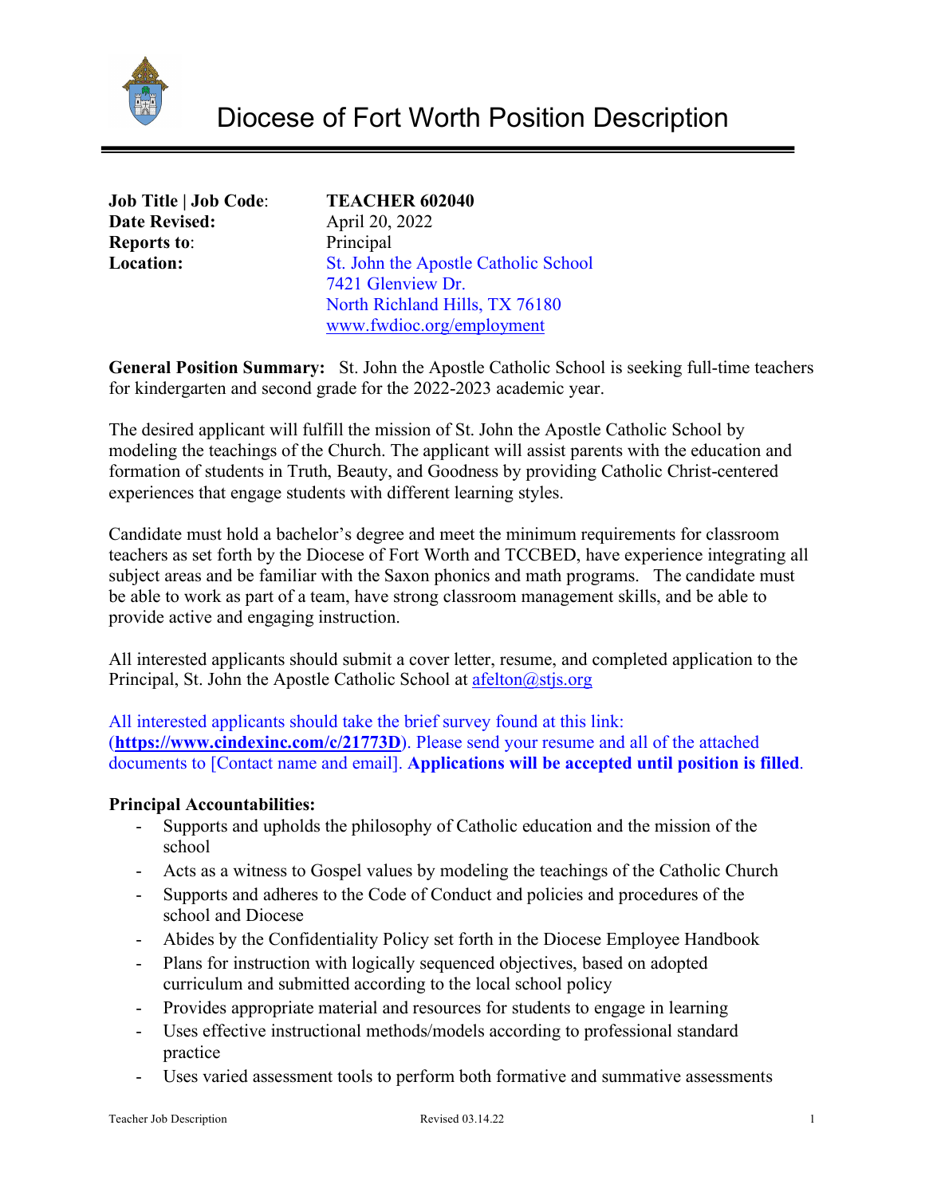# Diocese of Fort Worth Position Description

**Job Title | Job Code**: **TEACHER 602040**
**Date Revised:** April 20, 2022
**Reports to**: Principal
**Location:** St. John the Apostle Catholic School
7421 Glenview Dr.
North Richland Hills, TX 76180
www.fwdioc.org/employment

**General Position Summary:** St. John the Apostle Catholic School is seeking full-time teachers for kindergarten and second grade for the 2022-2023 academic year.

The desired applicant will fulfill the mission of St. John the Apostle Catholic School by modeling the teachings of the Church. The applicant will assist parents with the education and formation of students in Truth, Beauty, and Goodness by providing Catholic Christ-centered experiences that engage students with different learning styles.

Candidate must hold a bachelor's degree and meet the minimum requirements for classroom teachers as set forth by the Diocese of Fort Worth and TCCBED, have experience integrating all subject areas and be familiar with the Saxon phonics and math programs. The candidate must be able to work as part of a team, have strong classroom management skills, and be able to provide active and engaging instruction.

All interested applicants should submit a cover letter, resume, and completed application to the Principal, St. John the Apostle Catholic School at afelton@stjs.org

All interested applicants should take the brief survey found at this link: (**https://www.cindexinc.com/c/21773D**). Please send your resume and all of the attached documents to [Contact name and email]. **Applications will be accepted until position is filled**.

**Principal Accountabilities:**

- Supports and upholds the philosophy of Catholic education and the mission of the school
- Acts as a witness to Gospel values by modeling the teachings of the Catholic Church
- Supports and adheres to the Code of Conduct and policies and procedures of the school and Diocese
- Abides by the Confidentiality Policy set forth in the Diocese Employee Handbook
- Plans for instruction with logically sequenced objectives, based on adopted curriculum and submitted according to the local school policy
- Provides appropriate material and resources for students to engage in learning
- Uses effective instructional methods/models according to professional standard practice
- Uses varied assessment tools to perform both formative and summative assessments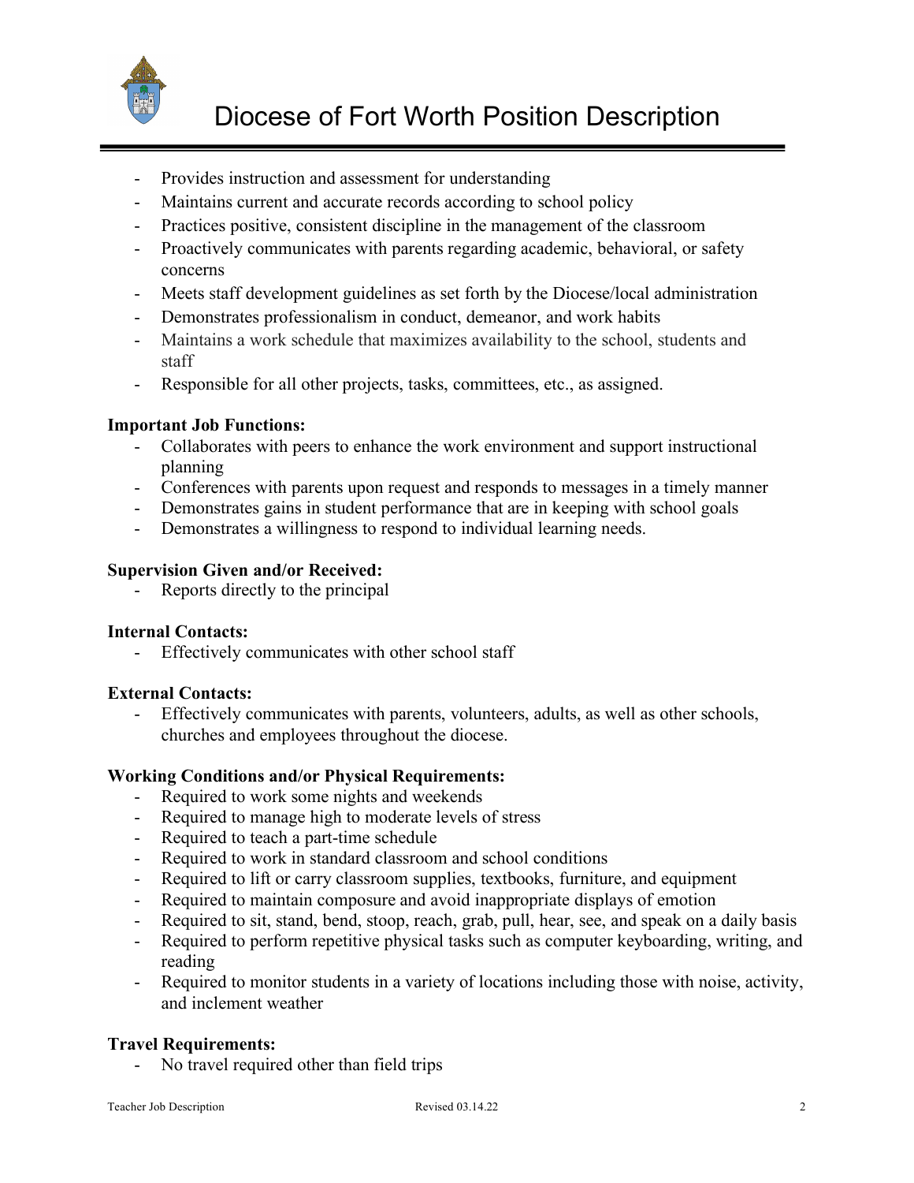- Provides instruction and assessment for understanding
- Maintains current and accurate records according to school policy
- Practices positive, consistent discipline in the management of the classroom
- Proactively communicates with parents regarding academic, behavioral, or safety concerns
- Meets staff development guidelines as set forth by the Diocese/local administration
- Demonstrates professionalism in conduct, demeanor, and work habits
- Maintains a work schedule that maximizes availability to the school, students and staff
- Responsible for all other projects, tasks, committees, etc., as assigned.

**Important Job Functions:**

- Collaborates with peers to enhance the work environment and support instructional planning
- Conferences with parents upon request and responds to messages in a timely manner
- Demonstrates gains in student performance that are in keeping with school goals
- Demonstrates a willingness to respond to individual learning needs.

**Supervision Given and/or Received:**

- Reports directly to the principal

**Internal Contacts:**

- Effectively communicates with other school staff

**External Contacts:**

- Effectively communicates with parents, volunteers, adults, as well as other schools, churches and employees throughout the diocese.

**Working Conditions and/or Physical Requirements:**

- Required to work some nights and weekends
- Required to manage high to moderate levels of stress
- Required to teach a part-time schedule
- Required to work in standard classroom and school conditions
- Required to lift or carry classroom supplies, textbooks, furniture, and equipment
- Required to maintain composure and avoid inappropriate displays of emotion
- Required to sit, stand, bend, stoop, reach, grab, pull, hear, see, and speak on a daily basis
- Required to perform repetitive physical tasks such as computer keyboarding, writing, and reading
- Required to monitor students in a variety of locations including those with noise, activity, and inclement weather

**Travel Requirements:**

- No travel required other than field trips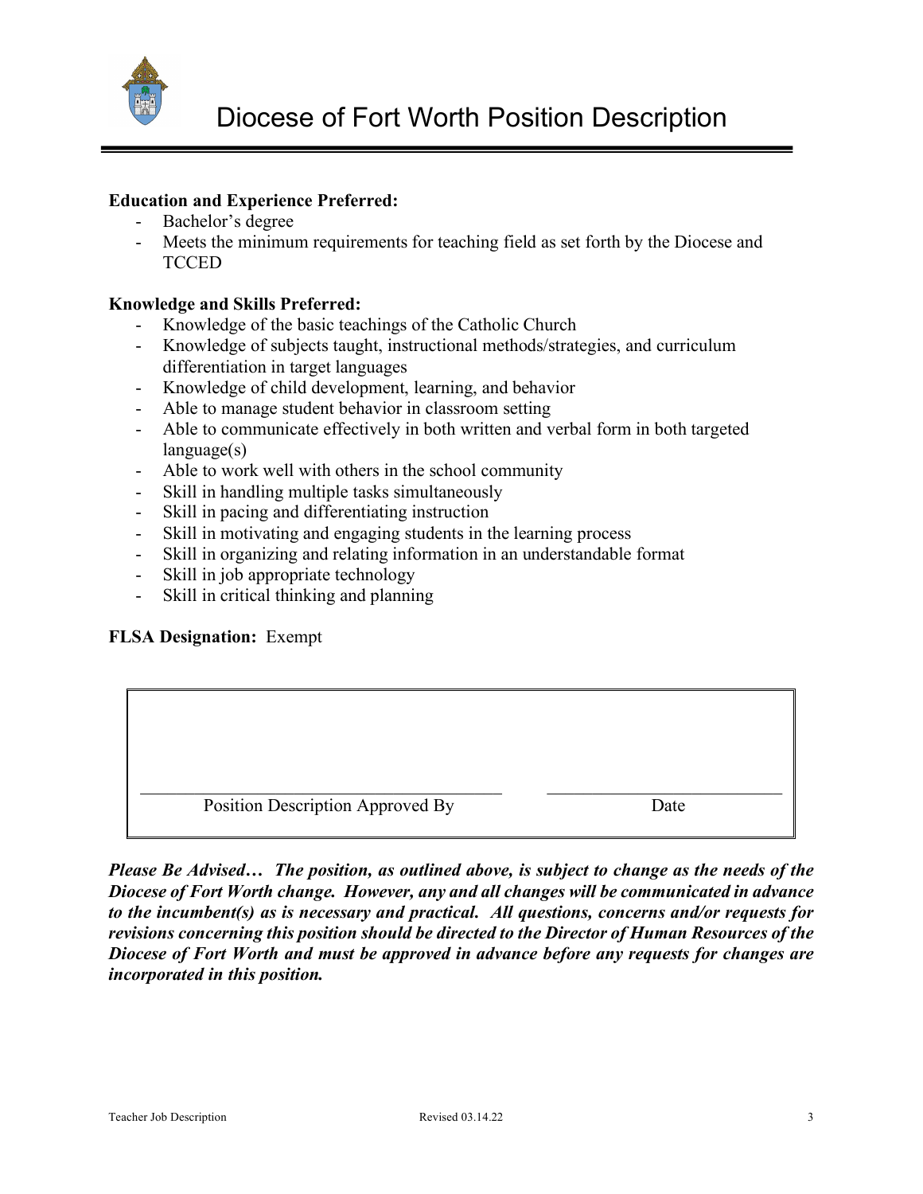# Diocese of Fort Worth Position Description

**Education and Experience Preferred:**

- Bachelor's degree
- Meets the minimum requirements for teaching field as set forth by the Diocese and TCCED

**Knowledge and Skills Preferred:**

- Knowledge of the basic teachings of the Catholic Church
- Knowledge of subjects taught, instructional methods/strategies, and curriculum differentiation in target languages
- Knowledge of child development, learning, and behavior
- Able to manage student behavior in classroom setting
- Able to communicate effectively in both written and verbal form in both targeted language(s)
- Able to work well with others in the school community
- Skill in handling multiple tasks simultaneously
- Skill in pacing and differentiating instruction
- Skill in motivating and engaging students in the learning process
- Skill in organizing and relating information in an understandable format
- Skill in job appropriate technology
- Skill in critical thinking and planning

**FLSA Designation:** Exempt

| | |
|---|---|
| Position Description Approved By | Date |

***Please Be Advised… The position, as outlined above, is subject to change as the needs of the Diocese of Fort Worth change. However, any and all changes will be communicated in advance to the incumbent(s) as is necessary and practical. All questions, concerns and/or requests for revisions concerning this position should be directed to the Director of Human Resources of the Diocese of Fort Worth and must be approved in advance before any requests for changes are incorporated in this position.***